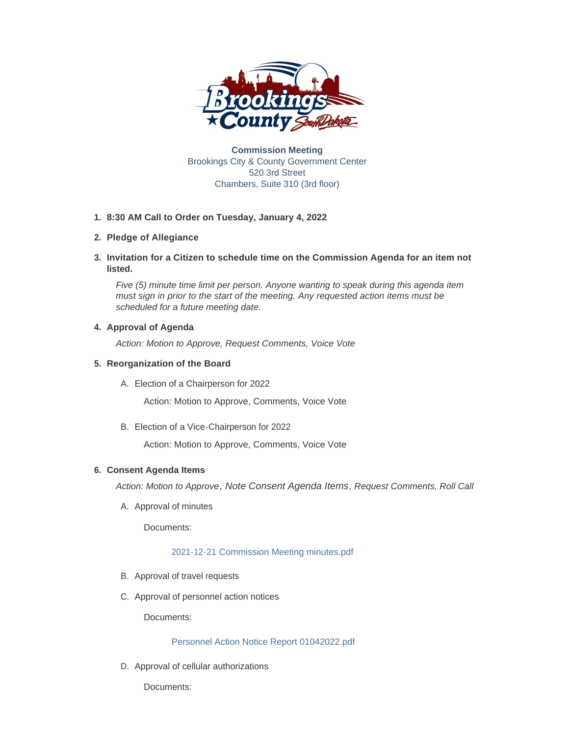**Commission Meeting**
Brookings City & County Government Center
520 3rd Street
Chambers, Suite 310 (3rd floor)

1. **8:30 AM Call to Order on Tuesday, January 4, 2022**
2. **Pledge of Allegiance**
3. **Invitation for a Citizen to schedule time on the Commission Agenda for an item not listed.**

   *Five (5) minute time limit per person. Anyone wanting to speak during this agenda item must sign in prior to the start of the meeting. Any requested action items must be scheduled for a future meeting date.*

4. **Approval of Agenda**

   *Action: Motion to Approve, Request Comments, Voice Vote*

5. **Reorganization of the Board**

   A. Election of a Chairperson for 2022

      Action: Motion to Approve, Comments, Voice Vote

   B. Election of a Vice-Chairperson for 2022

      Action: Motion to Approve, Comments, Voice Vote

6. **Consent Agenda Items**

   *Action: Motion to Approve, Note Consent Agenda Items, Request Comments, Roll Call*

   A. Approval of minutes

      Documents:

      2021-12-21 Commission Meeting minutes.pdf

   B. Approval of travel requests

   C. Approval of personnel action notices

      Documents:

      Personnel Action Notice Report 01042022.pdf

   D. Approval of cellular authorizations

      Documents: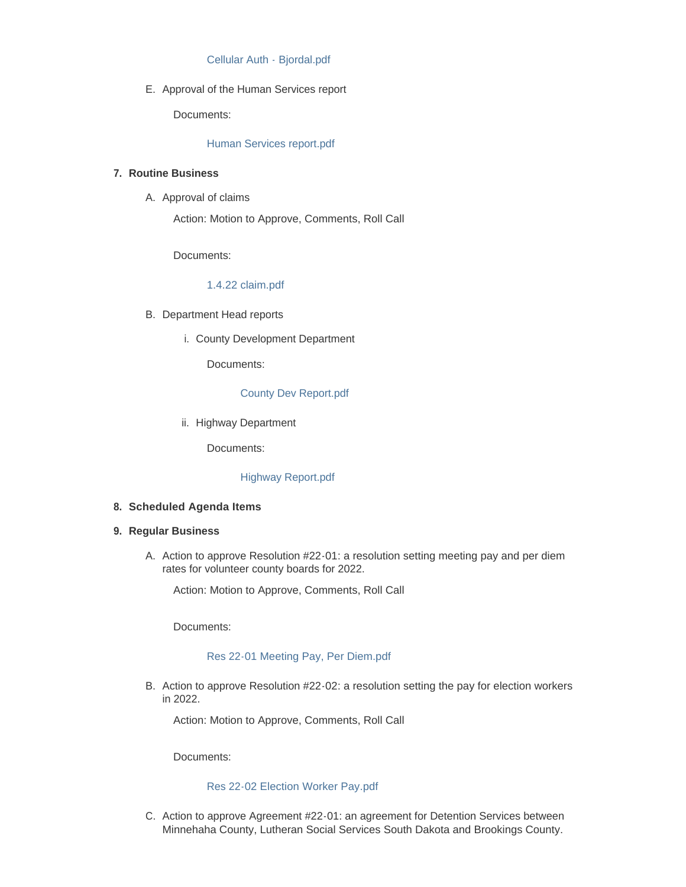Cellular Auth - Bjordal.pdf

E. Approval of the Human Services report

Documents:

Human Services report.pdf

**7. Routine Business**

A. Approval of claims

Action: Motion to Approve, Comments, Roll Call

Documents:

1.4.22 claim.pdf

B. Department Head reports

i. County Development Department

Documents:

County Dev Report.pdf

ii. Highway Department

Documents:

Highway Report.pdf

**8. Scheduled Agenda Items**

**9. Regular Business**

A. Action to approve Resolution #22-01: a resolution setting meeting pay and per diem rates for volunteer county boards for 2022.

Action: Motion to Approve, Comments, Roll Call

Documents:

Res 22-01 Meeting Pay, Per Diem.pdf

B. Action to approve Resolution #22-02: a resolution setting the pay for election workers in 2022.

Action: Motion to Approve, Comments, Roll Call

Documents:

Res 22-02 Election Worker Pay.pdf

C. Action to approve Agreement #22-01: an agreement for Detention Services between Minnehaha County, Lutheran Social Services South Dakota and Brookings County.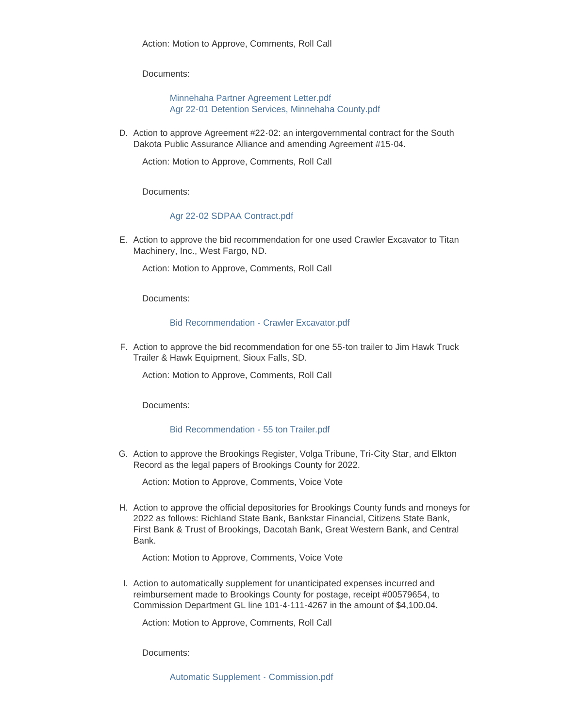Action: Motion to Approve, Comments, Roll Call

Documents:

Minnehaha Partner Agreement Letter.pdf
Agr 22-01 Detention Services, Minnehaha County.pdf

D. Action to approve Agreement #22-02: an intergovernmental contract for the South Dakota Public Assurance Alliance and amending Agreement #15-04.

   Action: Motion to Approve, Comments, Roll Call

   Documents:

   Agr 22-02 SDPAA Contract.pdf

E. Action to approve the bid recommendation for one used Crawler Excavator to Titan Machinery, Inc., West Fargo, ND.

   Action: Motion to Approve, Comments, Roll Call

   Documents:

   Bid Recommendation - Crawler Excavator.pdf

F. Action to approve the bid recommendation for one 55-ton trailer to Jim Hawk Truck Trailer & Hawk Equipment, Sioux Falls, SD.

   Action: Motion to Approve, Comments, Roll Call

   Documents:

   Bid Recommendation - 55 ton Trailer.pdf

G. Action to approve the Brookings Register, Volga Tribune, Tri-City Star, and Elkton Record as the legal papers of Brookings County for 2022.

   Action: Motion to Approve, Comments, Voice Vote

H. Action to approve the official depositories for Brookings County funds and moneys for 2022 as follows: Richland State Bank, Bankstar Financial, Citizens State Bank, First Bank & Trust of Brookings, Dacotah Bank, Great Western Bank, and Central Bank.

   Action: Motion to Approve, Comments, Voice Vote

I. Action to automatically supplement for unanticipated expenses incurred and reimbursement made to Brookings County for postage, receipt #00579654, to Commission Department GL line 101-4-111-4267 in the amount of $4,100.04.

   Action: Motion to Approve, Comments, Roll Call

   Documents:

   Automatic Supplement - Commission.pdf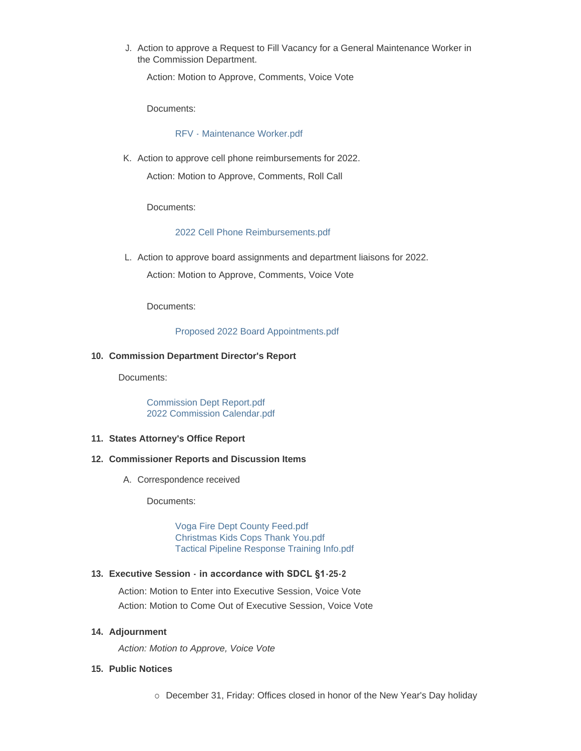J. Action to approve a Request to Fill Vacancy for a General Maintenance Worker in the Commission Department.

   Action: Motion to Approve, Comments, Voice Vote

   Documents:

   RFV - Maintenance Worker.pdf

K. Action to approve cell phone reimbursements for 2022.

   Action: Motion to Approve, Comments, Roll Call

   Documents:

   2022 Cell Phone Reimbursements.pdf

L. Action to approve board assignments and department liaisons for 2022.

   Action: Motion to Approve, Comments, Voice Vote

   Documents:

   Proposed 2022 Board Appointments.pdf

**10. Commission Department Director's Report**

Documents:

Commission Dept Report.pdf
2022 Commission Calendar.pdf

**11. States Attorney's Office Report**

**12. Commissioner Reports and Discussion Items**

A. Correspondence received

   Documents:

   Voga Fire Dept County Feed.pdf
   Christmas Kids Cops Thank You.pdf
   Tactical Pipeline Response Training Info.pdf

**13. Executive Session - in accordance with SDCL §1-25-2**

Action: Motion to Enter into Executive Session, Voice Vote
Action: Motion to Come Out of Executive Session, Voice Vote

**14. Adjournment**

*Action: Motion to Approve, Voice Vote*

**15. Public Notices**

- December 31, Friday: Offices closed in honor of the New Year's Day holiday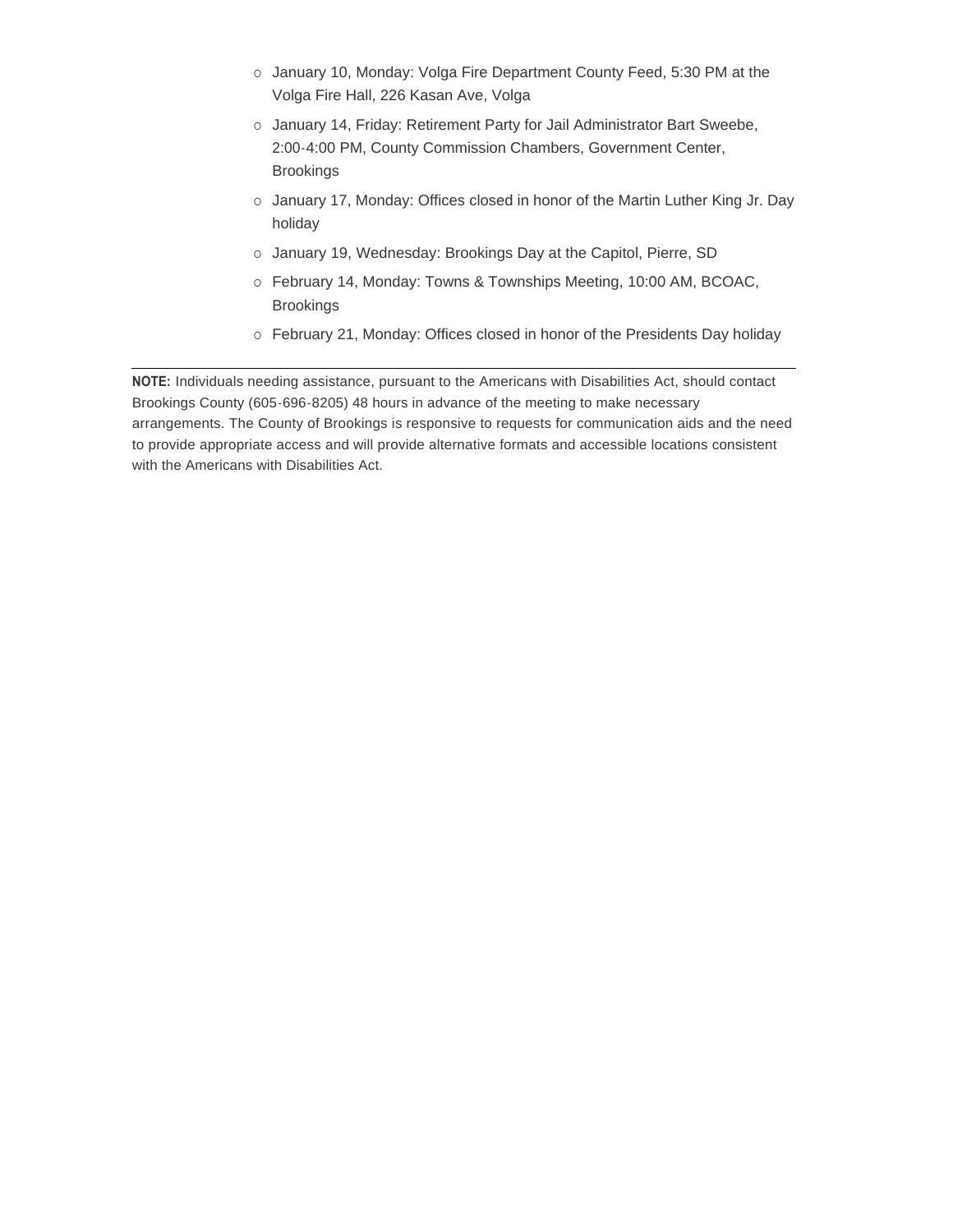- January 10, Monday: Volga Fire Department County Feed, 5:30 PM at the Volga Fire Hall, 226 Kasan Ave, Volga
- January 14, Friday: Retirement Party for Jail Administrator Bart Sweebe, 2:00-4:00 PM, County Commission Chambers, Government Center, Brookings
- January 17, Monday: Offices closed in honor of the Martin Luther King Jr. Day holiday
- January 19, Wednesday: Brookings Day at the Capitol, Pierre, SD
- February 14, Monday: Towns & Townships Meeting, 10:00 AM, BCOAC, Brookings
- February 21, Monday: Offices closed in honor of the Presidents Day holiday

---

**NOTE:** Individuals needing assistance, pursuant to the Americans with Disabilities Act, should contact Brookings County (605-696-8205) 48 hours in advance of the meeting to make necessary arrangements. The County of Brookings is responsive to requests for communication aids and the need to provide appropriate access and will provide alternative formats and accessible locations consistent with the Americans with Disabilities Act.